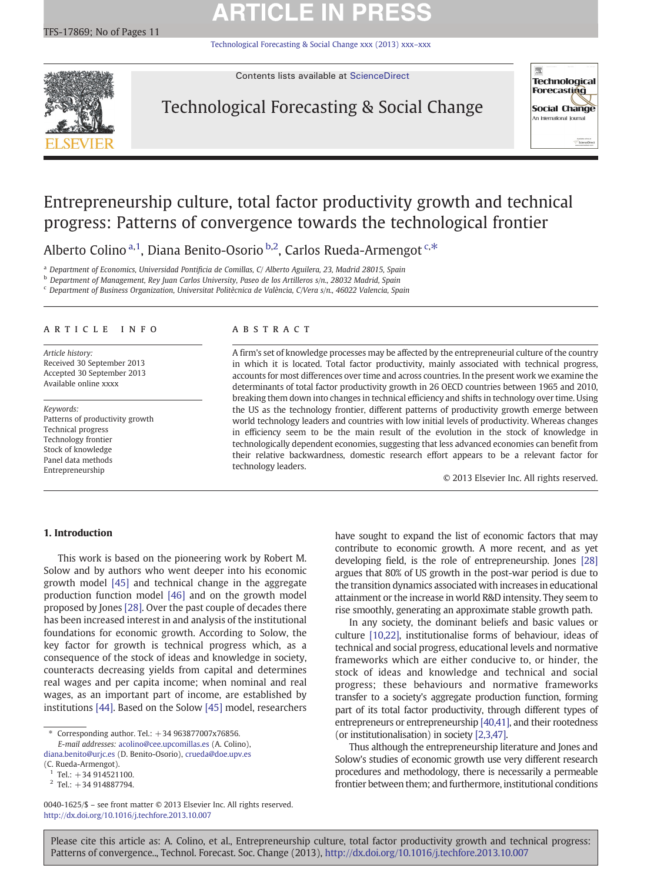# Entrepreneurship culture, total factor productivity growth and technical progress: Patterns of convergence towards the technological frontier

Alberto Colino [a,1], Diana Benito-Osorio [b,2], Carlos Rueda-Armengot [c,*]

[a] Department of Economics, Universidad Pontificia de Comillas, C/ Alberto Aguilera, 23, Madrid 28015, Spain
[b] Department of Management, Rey Juan Carlos University, Paseo de los Artilleros s/n., 28032 Madrid, Spain
[c] Department of Business Organization, Universitat Politècnica de València, C/Vera s/n., 46022 Valencia, Spain

## ARTICLE INFO

*Article history:*
Received 30 September 2013
Accepted 30 September 2013
Available online xxxx

*Keywords:*
Patterns of productivity growth
Technical progress
Technology frontier
Stock of knowledge
Panel data methods
Entrepreneurship

## ABSTRACT

A firm's set of knowledge processes may be affected by the entrepreneurial culture of the country in which it is located. Total factor productivity, mainly associated with technical progress, accounts for most differences over time and across countries. In the present work we examine the determinants of total factor productivity growth in 26 OECD countries between 1965 and 2010, breaking them down into changes in technical efficiency and shifts in technology over time. Using the US as the technology frontier, different patterns of productivity growth emerge between world technology leaders and countries with low initial levels of productivity. Whereas changes in efficiency seem to be the main result of the evolution in the stock of knowledge in technologically dependent economies, suggesting that less advanced economies can benefit from their relative backwardness, domestic research effort appears to be a relevant factor for technology leaders.

© 2013 Elsevier Inc. All rights reserved.

## 1. Introduction

This work is based on the pioneering work by Robert M. Solow and by authors who went deeper into his economic growth model [45] and technical change in the aggregate production function model [46] and on the growth model proposed by Jones [28]. Over the past couple of decades there has been increased interest in and analysis of the institutional foundations for economic growth. According to Solow, the key factor for growth is technical progress which, as a consequence of the stock of ideas and knowledge in society, counteracts decreasing yields from capital and determines real wages and per capita income; when nominal and real wages, as an important part of income, are established by institutions [44]. Based on the Solow [45] model, researchers have sought to expand the list of economic factors that may contribute to economic growth. A more recent, and as yet developing field, is the role of entrepreneurship. Jones [28] argues that 80% of US growth in the post-war period is due to the transition dynamics associated with increases in educational attainment or the increase in world R&D intensity. They seem to rise smoothly, generating an approximate stable growth path.

In any society, the dominant beliefs and basic values or culture [10,22], institutionalise forms of behaviour, ideas of technical and social progress, educational levels and normative frameworks which are either conducive to, or hinder, the stock of ideas and knowledge and technical and social progress; these behaviours and normative frameworks transfer to a society's aggregate production function, forming part of its total factor productivity, through different types of entrepreneurs or entrepreneurship [40,41], and their rootedness (or institutionalisation) in society [2,3,47].

Thus although the entrepreneurship literature and Jones and Solow's studies of economic growth use very different research procedures and methodology, there is necessarily a permeable frontier between them; and furthermore, institutional conditions

---

* Corresponding author. Tel.: +34 963877007x76856.
*E-mail addresses:* acolino@cee.upcomillas.es (A. Colino), diana.benito@urjc.es (D. Benito-Osorio), crueda@doe.upv.es (C. Rueda-Armengot).
[1] Tel.: +34 914521100.
[2] Tel.: +34 914887794.

0040-1625/$ – see front matter © 2013 Elsevier Inc. All rights reserved.
http://dx.doi.org/10.1016/j.techfore.2013.10.007

Please cite this article as: A. Colino, et al., Entrepreneurship culture, total factor productivity growth and technical progress: Patterns of convergence.., Technol. Forecast. Soc. Change (2013), http://dx.doi.org/10.1016/j.techfore.2013.10.007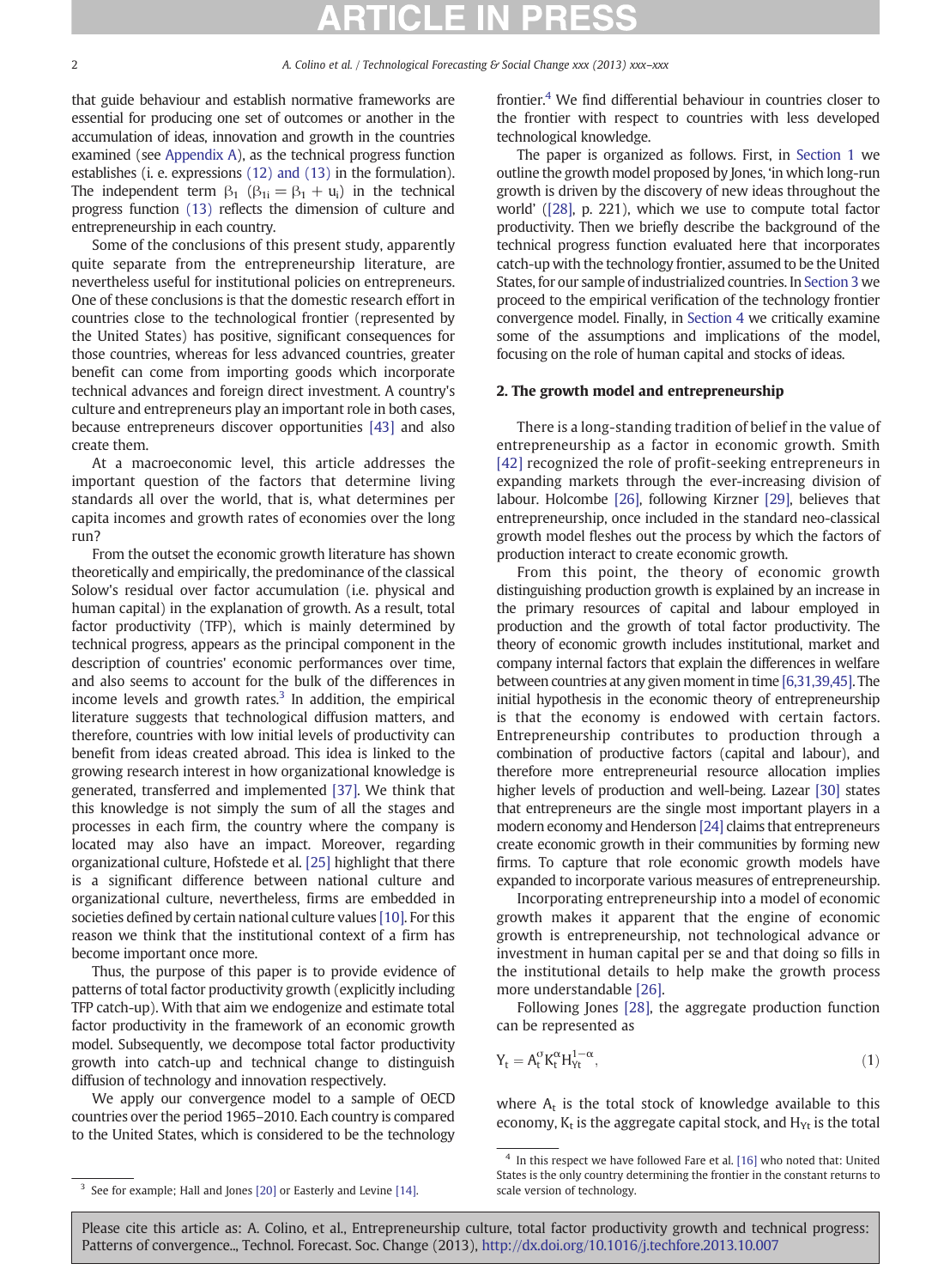that guide behaviour and establish normative frameworks are essential for producing one set of outcomes or another in the accumulation of ideas, innovation and growth in the countries examined (see Appendix A), as the technical progress function establishes (i. e. expressions (12) and (13) in the formulation). The independent term $\beta_1$ ($\beta_{1i} = \beta_1 + u_i$) in the technical progress function (13) reflects the dimension of culture and entrepreneurship in each country.

Some of the conclusions of this present study, apparently quite separate from the entrepreneurship literature, are nevertheless useful for institutional policies on entrepreneurs. One of these conclusions is that the domestic research effort in countries close to the technological frontier (represented by the United States) has positive, significant consequences for those countries, whereas for less advanced countries, greater benefit can come from importing goods which incorporate technical advances and foreign direct investment. A country's culture and entrepreneurs play an important role in both cases, because entrepreneurs discover opportunities [43] and also create them.

At a macroeconomic level, this article addresses the important question of the factors that determine living standards all over the world, that is, what determines per capita incomes and growth rates of economies over the long run?

From the outset the economic growth literature has shown theoretically and empirically, the predominance of the classical Solow's residual over factor accumulation (i.e. physical and human capital) in the explanation of growth. As a result, total factor productivity (TFP), which is mainly determined by technical progress, appears as the principal component in the description of countries' economic performances over time, and also seems to account for the bulk of the differences in income levels and growth rates.[3] In addition, the empirical literature suggests that technological diffusion matters, and therefore, countries with low initial levels of productivity can benefit from ideas created abroad. This idea is linked to the growing research interest in how organizational knowledge is generated, transferred and implemented [37]. We think that this knowledge is not simply the sum of all the stages and processes in each firm, the country where the company is located may also have an impact. Moreover, regarding organizational culture, Hofstede et al. [25] highlight that there is a significant difference between national culture and organizational culture, nevertheless, firms are embedded in societies defined by certain national culture values [10]. For this reason we think that the institutional context of a firm has become important once more.

Thus, the purpose of this paper is to provide evidence of patterns of total factor productivity growth (explicitly including TFP catch-up). With that aim we endogenize and estimate total factor productivity in the framework of an economic growth model. Subsequently, we decompose total factor productivity growth into catch-up and technical change to distinguish diffusion of technology and innovation respectively.

We apply our convergence model to a sample of OECD countries over the period 1965–2010. Each country is compared to the United States, which is considered to be the technology frontier.[4] We find differential behaviour in countries closer to the frontier with respect to countries with less developed technological knowledge.

The paper is organized as follows. First, in Section 1 we outline the growth model proposed by Jones, 'in which long-run growth is driven by the discovery of new ideas throughout the world' ([28], p. 221), which we use to compute total factor productivity. Then we briefly describe the background of the technical progress function evaluated here that incorporates catch-up with the technology frontier, assumed to be the United States, for our sample of industrialized countries. In Section 3 we proceed to the empirical verification of the technology frontier convergence model. Finally, in Section 4 we critically examine some of the assumptions and implications of the model, focusing on the role of human capital and stocks of ideas.

## 2. The growth model and entrepreneurship

There is a long-standing tradition of belief in the value of entrepreneurship as a factor in economic growth. Smith [42] recognized the role of profit-seeking entrepreneurs in expanding markets through the ever-increasing division of labour. Holcombe [26], following Kirzner [29], believes that entrepreneurship, once included in the standard neo-classical growth model fleshes out the process by which the factors of production interact to create economic growth.

From this point, the theory of economic growth distinguishing production growth is explained by an increase in the primary resources of capital and labour employed in production and the growth of total factor productivity. The theory of economic growth includes institutional, market and company internal factors that explain the differences in welfare between countries at any given moment in time [6,31,39,45]. The initial hypothesis in the economic theory of entrepreneurship is that the economy is endowed with certain factors. Entrepreneurship contributes to production through a combination of productive factors (capital and labour), and therefore more entrepreneurial resource allocation implies higher levels of production and well-being. Lazear [30] states that entrepreneurs are the single most important players in a modern economy and Henderson [24] claims that entrepreneurs create economic growth in their communities by forming new firms. To capture that role economic growth models have expanded to incorporate various measures of entrepreneurship.

Incorporating entrepreneurship into a model of economic growth makes it apparent that the engine of economic growth is entrepreneurship, not technological advance or investment in human capital per se and that doing so fills in the institutional details to help make the growth process more understandable [26].

Following Jones [28], the aggregate production function can be represented as

$$Y_t = A_t^{\sigma} K_t^{\alpha} H_{Yt}^{1-\alpha}, \tag{1}$$

where $A_t$ is the total stock of knowledge available to this economy, $K_t$ is the aggregate capital stock, and $H_{Yt}$ is the total

[3] See for example; Hall and Jones [20] or Easterly and Levine [14].

[4] In this respect we have followed Fare et al. [16] who noted that: United States is the only country determining the frontier in the constant returns to scale version of technology.

Please cite this article as: A. Colino, et al., Entrepreneurship culture, total factor productivity growth and technical progress: Patterns of convergence.., Technol. Forecast. Soc. Change (2013), http://dx.doi.org/10.1016/j.techfore.2013.10.007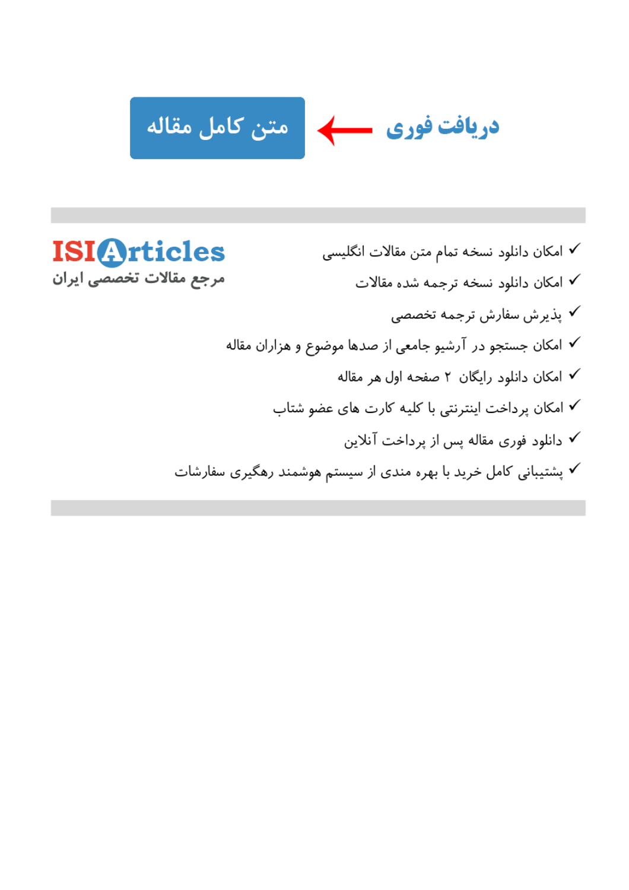دریافت فوری ← متن کامل مقاله

**ISIArticles**
مرجع مقالات تخصصی ایران

- ✓ امکان دانلود نسخه تمام متن مقالات انگلیسی
- ✓ امکان دانلود نسخه ترجمه شده مقالات
- ✓ پذیرش سفارش ترجمه تخصصی
- ✓ امکان جستجو در آرشیو جامعی از صدها موضوع و هزاران مقاله
- ✓ امکان دانلود رایگان ۲ صفحه اول هر مقاله
- ✓ امکان پرداخت اینترنتی با کلیه کارت های عضو شتاب
- ✓ دانلود فوری مقاله پس از پرداخت آنلاین
- ✓ پشتیبانی کامل خرید با بهره مندی از سیستم هوشمند رهگیری سفارشات